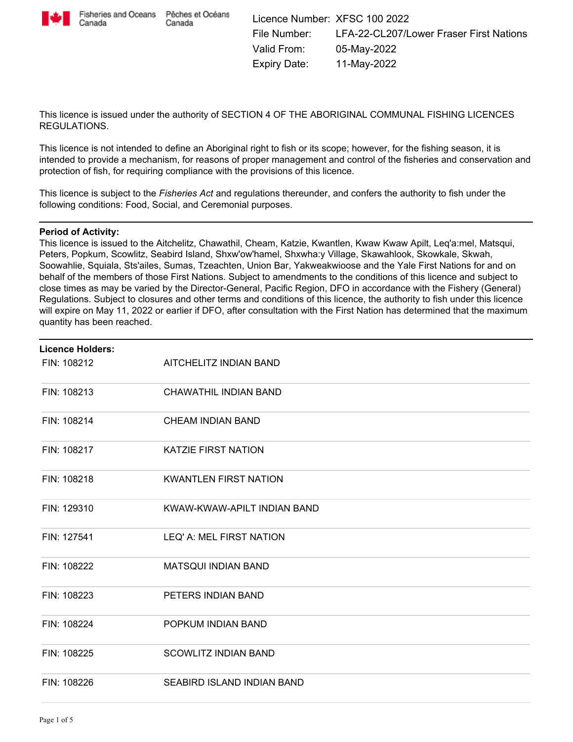Fisheries and Oceans Canada | Pêches et Océans Canada

Licence Number: XFSC 100 2022
File Number: LFA-22-CL207/Lower Fraser First Nations
Valid From: 05-May-2022
Expiry Date: 11-May-2022

This licence is issued under the authority of SECTION 4 OF THE ABORIGINAL COMMUNAL FISHING LICENCES REGULATIONS.

This licence is not intended to define an Aboriginal right to fish or its scope; however, for the fishing season, it is intended to provide a mechanism, for reasons of proper management and control of the fisheries and conservation and protection of fish, for requiring compliance with the provisions of this licence.

This licence is subject to the *Fisheries Act* and regulations thereunder, and confers the authority to fish under the following conditions: Food, Social, and Ceremonial purposes.

---

**Period of Activity:**
This licence is issued to the Aitchelitz, Chawathil, Cheam, Katzie, Kwantlen, Kwaw Kwaw Apilt, Leq'a:mel, Matsqui, Peters, Popkum, Scowlitz, Seabird Island, Shxw'ow'hamel, Shxwha:y Village, Skawahlook, Skowkale, Skwah, Soowahlie, Squiala, Sts'ailes, Sumas, Tzeachten, Union Bar, Yakweakwioose and the Yale First Nations for and on behalf of the members of those First Nations. Subject to amendments to the conditions of this licence and subject to close times as may be varied by the Director-General, Pacific Region, DFO in accordance with the Fishery (General) Regulations. Subject to closures and other terms and conditions of this licence, the authority to fish under this licence will expire on May 11, 2022 or earlier if DFO, after consultation with the First Nation has determined that the maximum quantity has been reached.

---

**Licence Holders:**

| | |
|---|---|
| FIN: 108212 | AITCHELITZ INDIAN BAND |
| FIN: 108213 | CHAWATHIL INDIAN BAND |
| FIN: 108214 | CHEAM INDIAN BAND |
| FIN: 108217 | KATZIE FIRST NATION |
| FIN: 108218 | KWANTLEN FIRST NATION |
| FIN: 129310 | KWAW-KWAW-APILT INDIAN BAND |
| FIN: 127541 | LEQ' A: MEL FIRST NATION |
| FIN: 108222 | MATSQUI INDIAN BAND |
| FIN: 108223 | PETERS INDIAN BAND |
| FIN: 108224 | POPKUM INDIAN BAND |
| FIN: 108225 | SCOWLITZ INDIAN BAND |
| FIN: 108226 | SEABIRD ISLAND INDIAN BAND |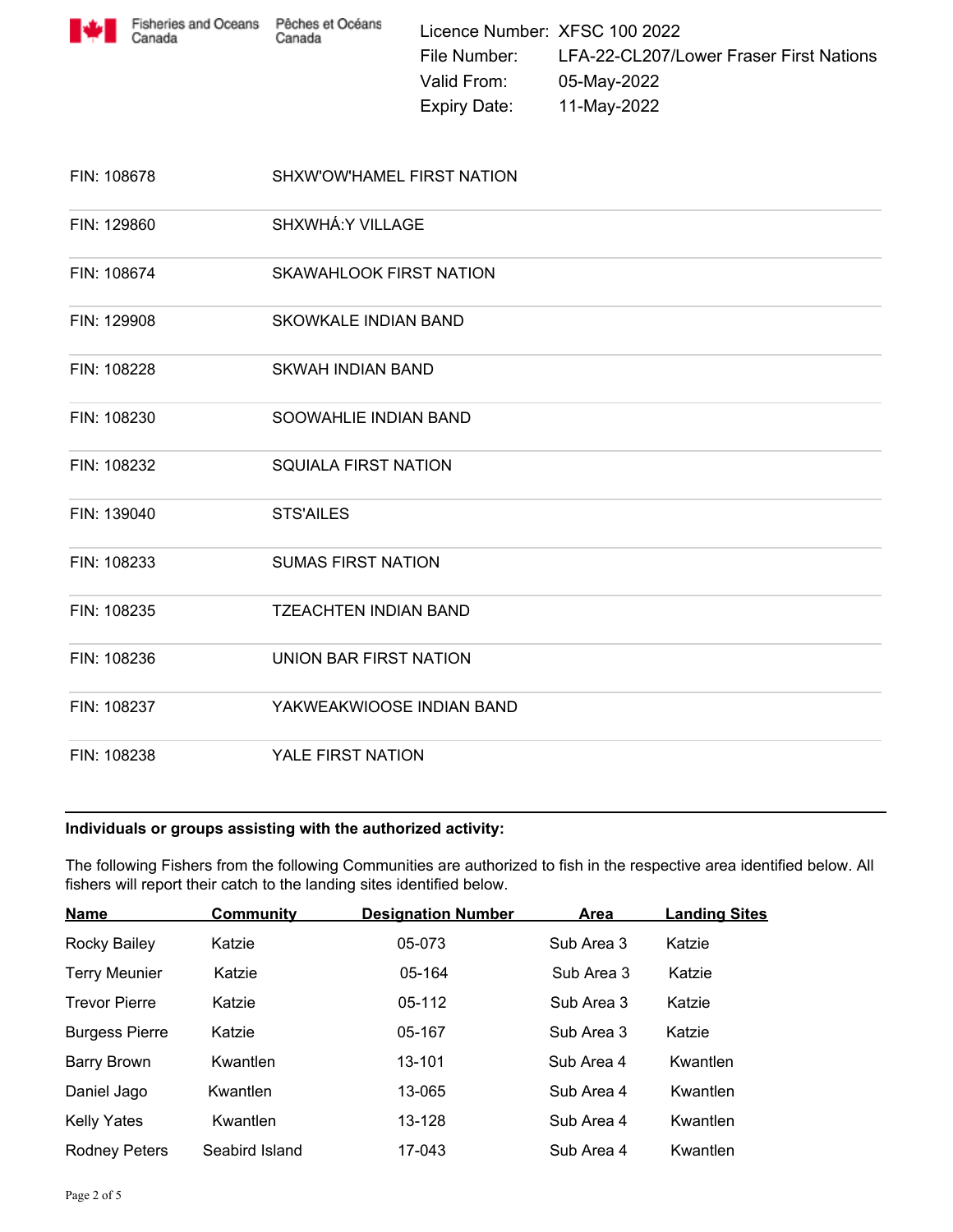Fisheries and Oceans Canada | Pêches et Océans Canada

Licence Number: XFSC 100 2022
File Number: LFA-22-CL207/Lower Fraser First Nations
Valid From: 05-May-2022
Expiry Date: 11-May-2022

| | |
|---|---|
| FIN: 108678 | SHXW'OW'HAMEL FIRST NATION |
| FIN: 129860 | SHXWHÁ:Y VILLAGE |
| FIN: 108674 | SKAWAHLOOK FIRST NATION |
| FIN: 129908 | SKOWKALE INDIAN BAND |
| FIN: 108228 | SKWAH INDIAN BAND |
| FIN: 108230 | SOOWAHLIE INDIAN BAND |
| FIN: 108232 | SQUIALA FIRST NATION |
| FIN: 139040 | STS'AILES |
| FIN: 108233 | SUMAS FIRST NATION |
| FIN: 108235 | TZEACHTEN INDIAN BAND |
| FIN: 108236 | UNION BAR FIRST NATION |
| FIN: 108237 | YAKWEAKWIOOSE INDIAN BAND |
| FIN: 108238 | YALE FIRST NATION |

**Individuals or groups assisting with the authorized activity:**

The following Fishers from the following Communities are authorized to fish in the respective area identified below. All fishers will report their catch to the landing sites identified below.

| Name | Community | Designation Number | Area | Landing Sites |
|---|---|---|---|---|
| Rocky Bailey | Katzie | 05-073 | Sub Area 3 | Katzie |
| Terry Meunier | Katzie | 05-164 | Sub Area 3 | Katzie |
| Trevor Pierre | Katzie | 05-112 | Sub Area 3 | Katzie |
| Burgess Pierre | Katzie | 05-167 | Sub Area 3 | Katzie |
| Barry Brown | Kwantlen | 13-101 | Sub Area 4 | Kwantlen |
| Daniel Jago | Kwantlen | 13-065 | Sub Area 4 | Kwantlen |
| Kelly Yates | Kwantlen | 13-128 | Sub Area 4 | Kwantlen |
| Rodney Peters | Seabird Island | 17-043 | Sub Area 4 | Kwantlen |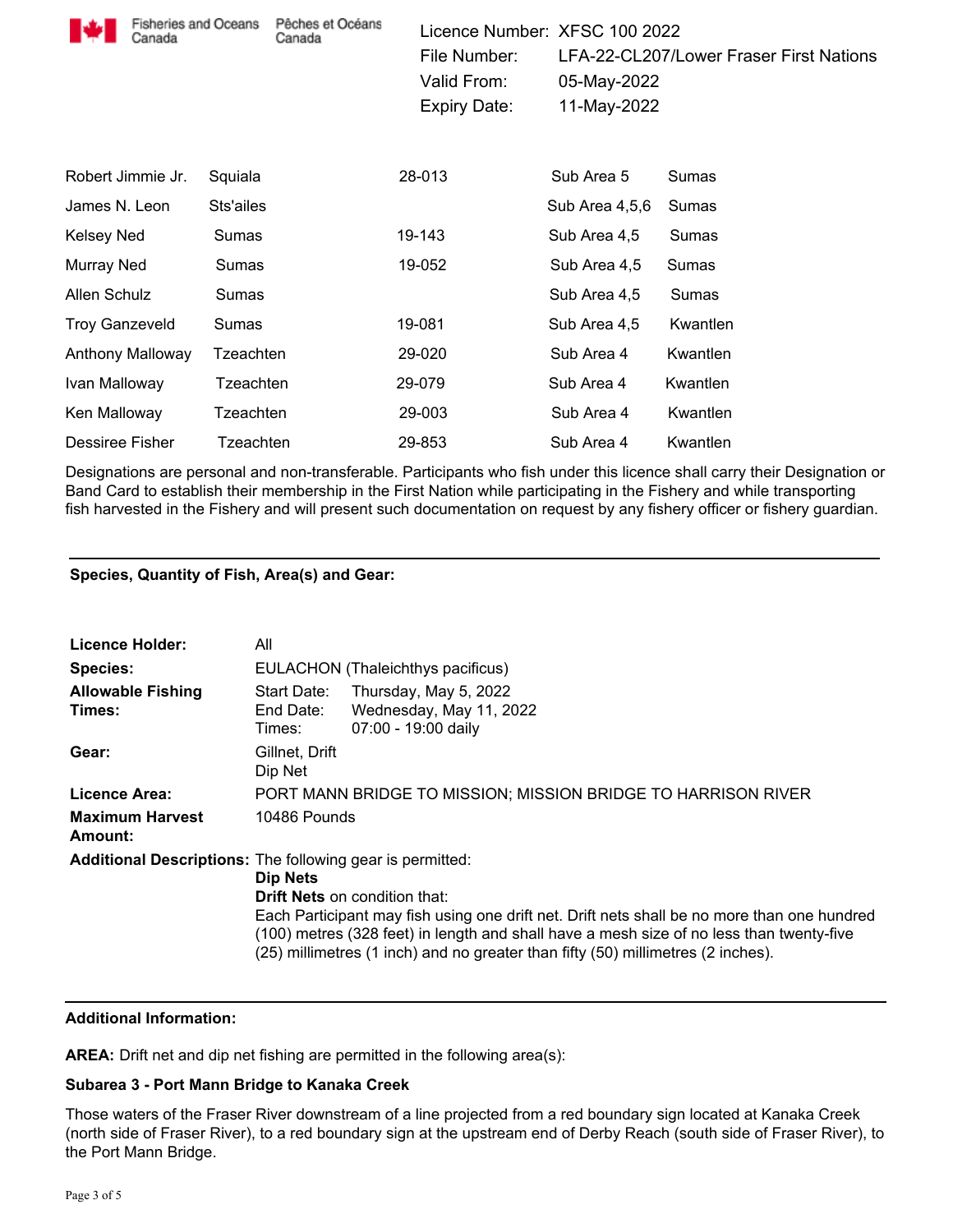Fisheries and Oceans Canada / Pêches et Océans Canada

| | |
|---|---|
| Licence Number: | XFSC 100 2022 |
| File Number: | LFA-22-CL207/Lower Fraser First Nations |
| Valid From: | 05-May-2022 |
| Expiry Date: | 11-May-2022 |

| | | | | |
|---|---|---|---|---|
| Robert Jimmie Jr. | Squiala | 28-013 | Sub Area 5 | Sumas |
| James N. Leon | Sts'ailes | | Sub Area 4,5,6 | Sumas |
| Kelsey Ned | Sumas | 19-143 | Sub Area 4,5 | Sumas |
| Murray Ned | Sumas | 19-052 | Sub Area 4,5 | Sumas |
| Allen Schulz | Sumas | | Sub Area 4,5 | Sumas |
| Troy Ganzeveld | Sumas | 19-081 | Sub Area 4,5 | Kwantlen |
| Anthony Malloway | Tzeachten | 29-020 | Sub Area 4 | Kwantlen |
| Ivan Malloway | Tzeachten | 29-079 | Sub Area 4 | Kwantlen |
| Ken Malloway | Tzeachten | 29-003 | Sub Area 4 | Kwantlen |
| Dessiree Fisher | Tzeachten | 29-853 | Sub Area 4 | Kwantlen |

Designations are personal and non-transferable. Participants who fish under this licence shall carry their Designation or Band Card to establish their membership in the First Nation while participating in the Fishery and while transporting fish harvested in the Fishery and will present such documentation on request by any fishery officer or fishery guardian.

---

**Species, Quantity of Fish, Area(s) and Gear:**

**Licence Holder:** All

**Species:** EULACHON (Thaleichthys pacificus)

**Allowable Fishing Times:**
Start Date: Thursday, May 5, 2022
End Date: Wednesday, May 11, 2022
Times: 07:00 - 19:00 daily

**Gear:** Gillnet, Drift
Dip Net

**Licence Area:** PORT MANN BRIDGE TO MISSION; MISSION BRIDGE TO HARRISON RIVER

**Maximum Harvest Amount:** 10486 Pounds

**Additional Descriptions:** The following gear is permitted:
**Dip Nets**
**Drift Nets** on condition that:
Each Participant may fish using one drift net. Drift nets shall be no more than one hundred (100) metres (328 feet) in length and shall have a mesh size of no less than twenty-five (25) millimetres (1 inch) and no greater than fifty (50) millimetres (2 inches).

---

**Additional Information:**

**AREA:** Drift net and dip net fishing are permitted in the following area(s):

**Subarea 3 - Port Mann Bridge to Kanaka Creek**

Those waters of the Fraser River downstream of a line projected from a red boundary sign located at Kanaka Creek (north side of Fraser River), to a red boundary sign at the upstream end of Derby Reach (south side of Fraser River), to the Port Mann Bridge.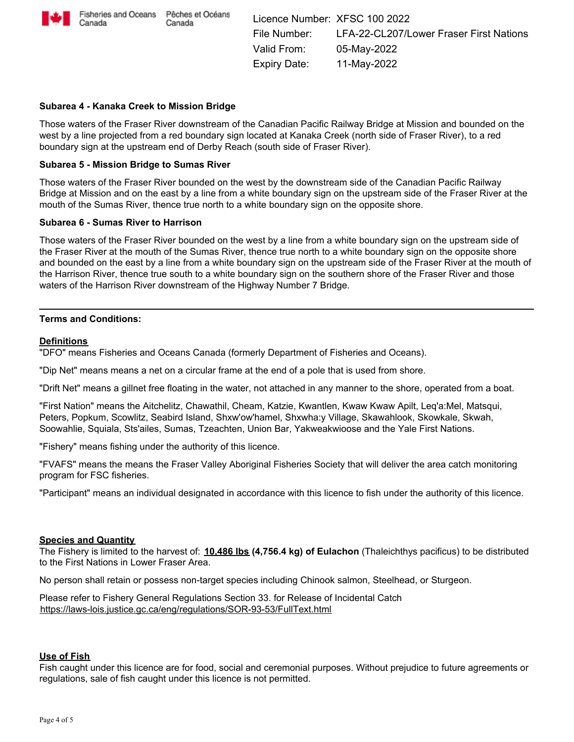Licence Number: XFSC 100 2022
File Number: LFA-22-CL207/Lower Fraser First Nations
Valid From: 05-May-2022
Expiry Date: 11-May-2022

**Subarea 4 - Kanaka Creek to Mission Bridge**

Those waters of the Fraser River downstream of the Canadian Pacific Railway Bridge at Mission and bounded on the west by a line projected from a red boundary sign located at Kanaka Creek (north side of Fraser River), to a red boundary sign at the upstream end of Derby Reach (south side of Fraser River).

**Subarea 5 - Mission Bridge to Sumas River**

Those waters of the Fraser River bounded on the west by the downstream side of the Canadian Pacific Railway Bridge at Mission and on the east by a line from a white boundary sign on the upstream side of the Fraser River at the mouth of the Sumas River, thence true north to a white boundary sign on the opposite shore.

**Subarea 6 - Sumas River to Harrison**

Those waters of the Fraser River bounded on the west by a line from a white boundary sign on the upstream side of the Fraser River at the mouth of the Sumas River, thence true north to a white boundary sign on the opposite shore and bounded on the east by a line from a white boundary sign on the upstream side of the Fraser River at the mouth of the Harrison River, thence true south to a white boundary sign on the southern shore of the Fraser River and those waters of the Harrison River downstream of the Highway Number 7 Bridge.

---

**Terms and Conditions:**

**Definitions**

"DFO" means Fisheries and Oceans Canada (formerly Department of Fisheries and Oceans).

"Dip Net" means means a net on a circular frame at the end of a pole that is used from shore.

"Drift Net" means a gillnet free floating in the water, not attached in any manner to the shore, operated from a boat.

"First Nation" means the Aitchelitz, Chawathil, Cheam, Katzie, Kwantlen, Kwaw Kwaw Apilt, Leq'a:Mel, Matsqui, Peters, Popkum, Scowlitz, Seabird Island, Shxw'ow'hamel, Shxwha:y Village, Skawahlook, Skowkale, Skwah, Soowahlie, Squiala, Sts'ailes, Sumas, Tzeachten, Union Bar, Yakweakwioose and the Yale First Nations.

"Fishery" means fishing under the authority of this licence.

"FVAFS" means the means the Fraser Valley Aboriginal Fisheries Society that will deliver the area catch monitoring program for FSC fisheries.

"Participant" means an individual designated in accordance with this licence to fish under the authority of this licence.

**Species and Quantity**

The Fishery is limited to the harvest of: **10,486 lbs (4,756.4 kg) of Eulachon** (Thaleichthys pacificus) to be distributed to the First Nations in Lower Fraser Area.

No person shall retain or possess non-target species including Chinook salmon, Steelhead, or Sturgeon.

Please refer to Fishery General Regulations Section 33. for Release of Incidental Catch
https://laws-lois.justice.gc.ca/eng/regulations/SOR-93-53/FullText.html

**Use of Fish**

Fish caught under this licence are for food, social and ceremonial purposes. Without prejudice to future agreements or regulations, sale of fish caught under this licence is not permitted.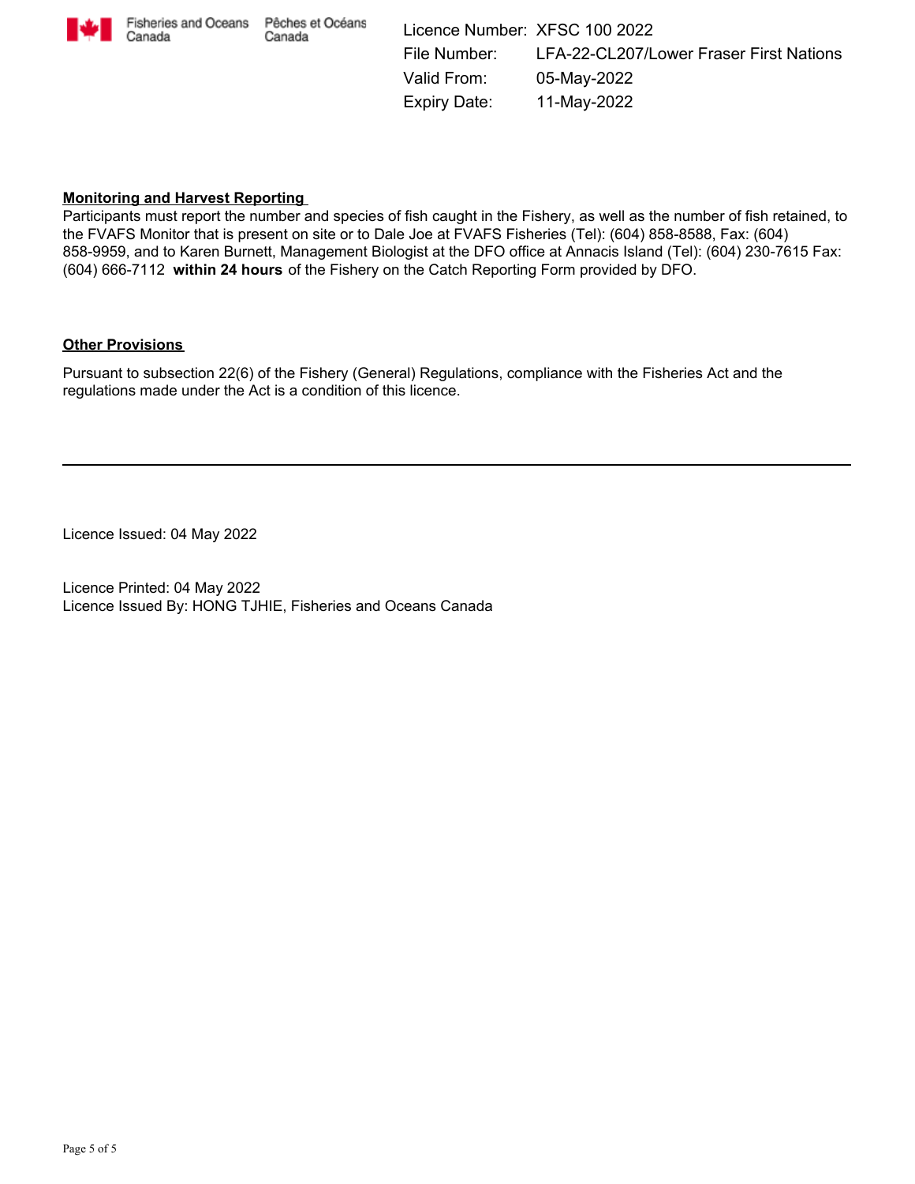Licence Number: XFSC 100 2022
File Number: LFA-22-CL207/Lower Fraser First Nations
Valid From: 05-May-2022
Expiry Date: 11-May-2022

**Monitoring and Harvest Reporting**

Participants must report the number and species of fish caught in the Fishery, as well as the number of fish retained, to the FVAFS Monitor that is present on site or to Dale Joe at FVAFS Fisheries (Tel): (604) 858-8588, Fax: (604) 858-9959, and to Karen Burnett, Management Biologist at the DFO office at Annacis Island (Tel): (604) 230-7615 Fax: (604) 666-7112 **within 24 hours** of the Fishery on the Catch Reporting Form provided by DFO.

**Other Provisions**

Pursuant to subsection 22(6) of the Fishery (General) Regulations, compliance with the Fisheries Act and the regulations made under the Act is a condition of this licence.

---

Licence Issued: 04 May 2022

Licence Printed: 04 May 2022
Licence Issued By: HONG TJHIE, Fisheries and Oceans Canada